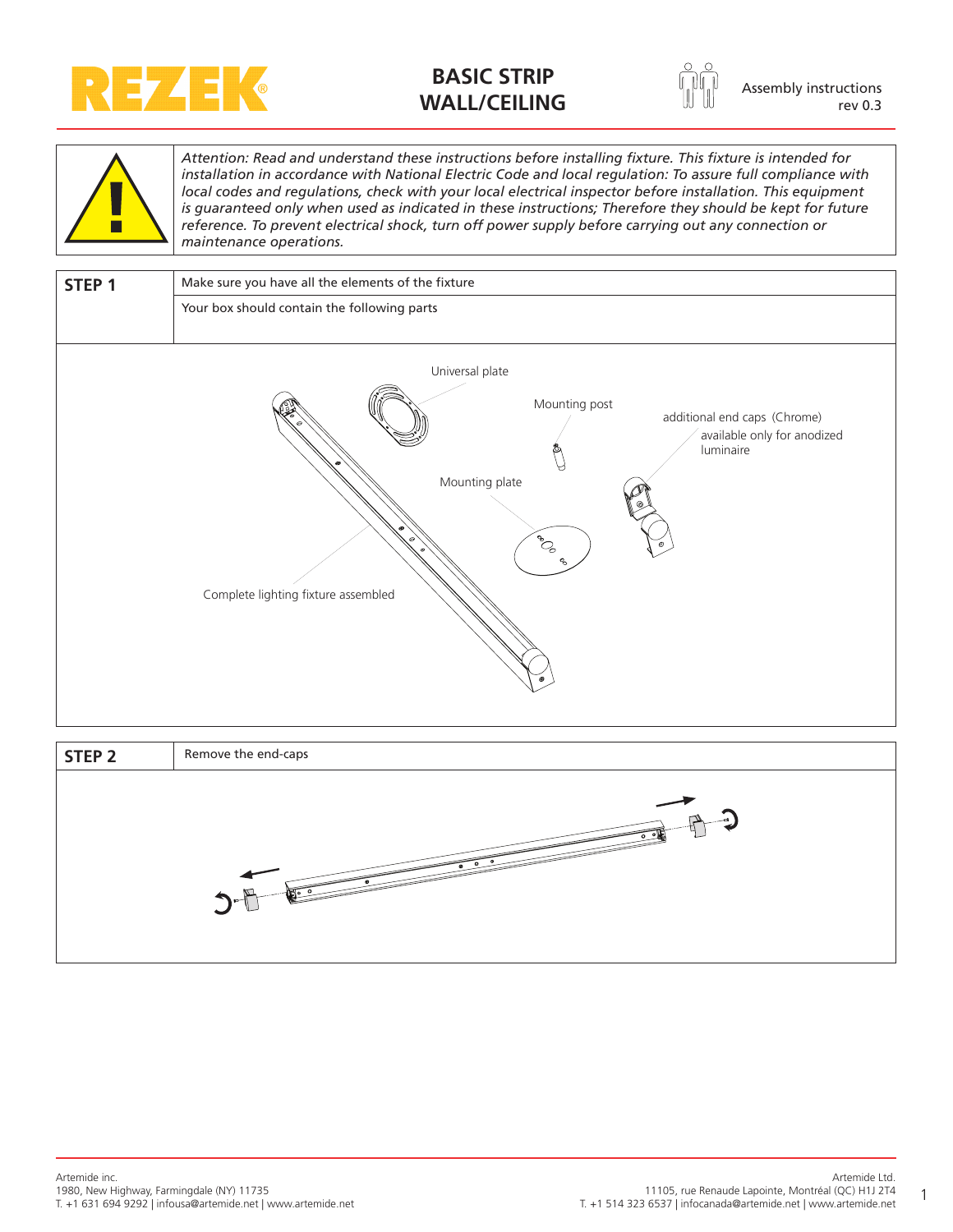# BASIC STRIP WALL/CEILING

Assembly instructions
rev 0.3

*Attention: Read and understand these instructions before installing fixture. This fixture is intended for installation in accordance with National Electric Code and local regulation: To assure full compliance with local codes and regulations, check with your local electrical inspector before installation. This equipment is guaranteed only when used as indicated in these instructions; Therefore they should be kept for future reference. To prevent electrical shock, turn off power supply before carrying out any connection or maintenance operations.*

## STEP 1

Make sure you have all the elements of the fixture

Your box should contain the following parts

- Universal plate
- Mounting post
- additional end caps (Chrome) available only for anodized luminaire
- Mounting plate
- Complete lighting fixture assembled

## STEP 2

Remove the end-caps

Artemide inc.
1980, New Highway, Farmingdale (NY) 11735
T. +1 631 694 9292 | infousa@artemide.net | www.artemide.net

Artemide Ltd.
11105, rue Renaude Lapointe, Montréal (QC) H1J 2T4
T. +1 514 323 6537 | infocanada@artemide.net | www.artemide.net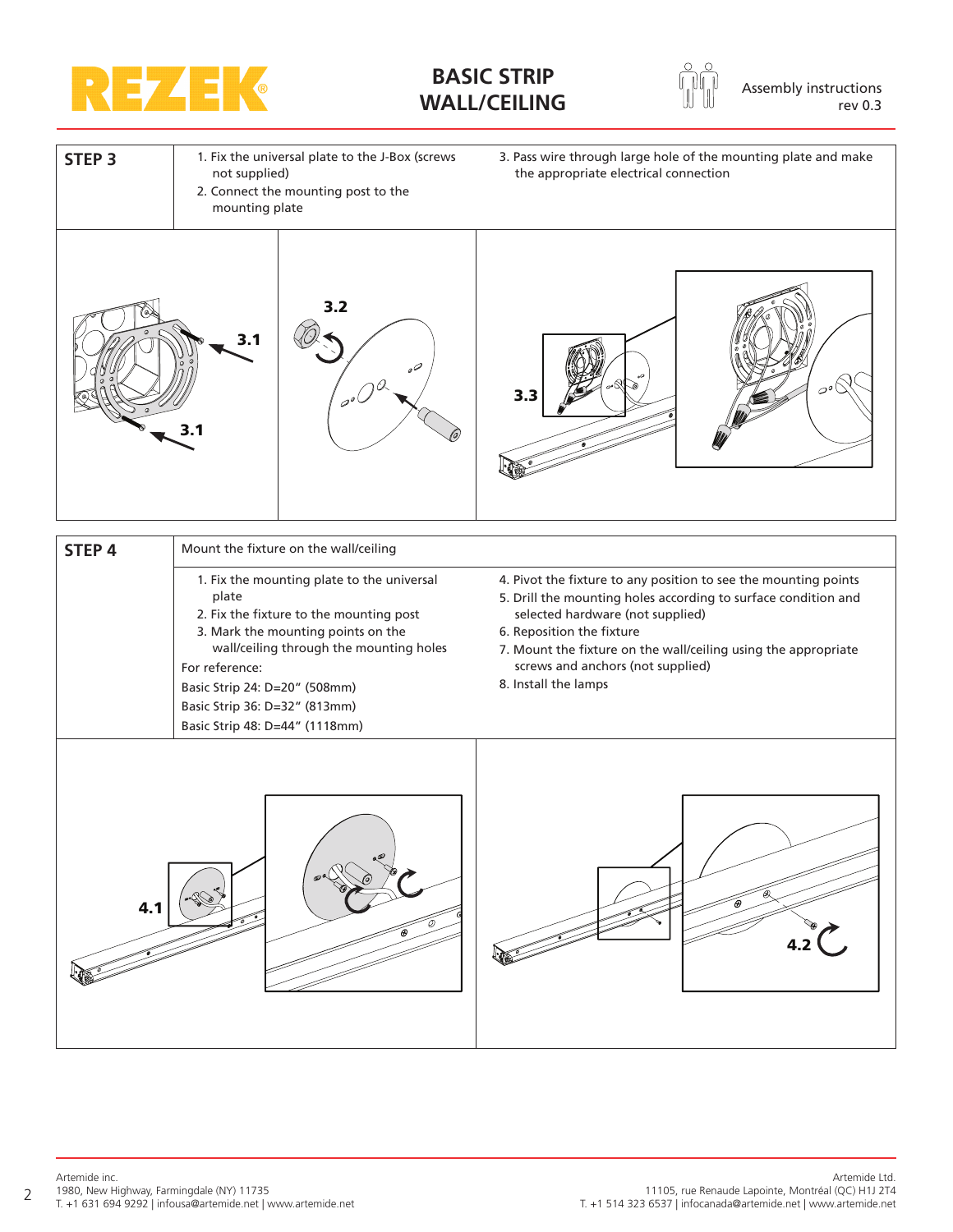## STEP 3

1. Fix the universal plate to the J-Box (screws not supplied)
2. Connect the mounting post to the mounting plate
3. Pass wire through large hole of the mounting plate and make the appropriate electrical connection

3.1

3.1

3.2

3.3

## STEP 4

Mount the fixture on the wall/ceiling

1. Fix the mounting plate to the universal plate
2. Fix the fixture to the mounting post
3. Mark the mounting points on the wall/ceiling through the mounting holes

For reference:

Basic Strip 24: D=20" (508mm)

Basic Strip 36: D=32" (813mm)

Basic Strip 48: D=44" (1118mm)

4. Pivot the fixture to any position to see the mounting points
5. Drill the mounting holes according to surface condition and selected hardware (not supplied)
6. Reposition the fixture
7. Mount the fixture on the wall/ceiling using the appropriate screws and anchors (not supplied)
8. Install the lamps

4.1

4.2

Artemide inc.
1980, New Highway, Farmingdale (NY) 11735
T. +1 631 694 9292 | infousa@artemide.net | www.artemide.net

Artemide Ltd.
11105, rue Renaude Lapointe, Montréal (QC) H1J 2T4
T. +1 514 323 6537 | infocanada@artemide.net | www.artemide.net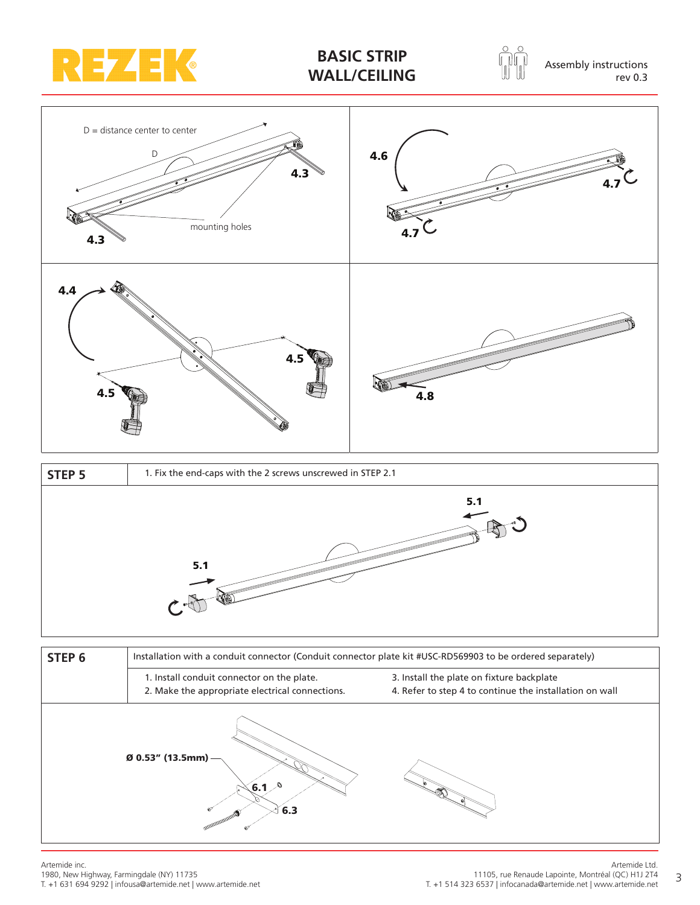D = distance center to center

D

4.3

mounting holes

4.3

4.6

4.7

4.7

4.4

4.5

4.5

4.8

| STEP 5 | 1. Fix the end-caps with the 2 screws unscrewed in STEP 2.1 |
|---|---|

5.1

5.1

| STEP 6 | Installation with a conduit connector (Conduit connector plate kit #USC-RD569903 to be ordered separately) | |
|---|---|---|
| | 1. Install conduit connector on the plate.<br>2. Make the appropriate electrical connections. | 3. Install the plate on fixture backplate<br>4. Refer to step 4 to continue the installation on wall |

Ø 0.53” (13.5mm)

6.1

6.3

Artemide inc.
1980, New Highway, Farmingdale (NY) 11735
T. +1 631 694 9292 | infousa@artemide.net | www.artemide.net

Artemide Ltd.
11105, rue Renaude Lapointe, Montréal (QC) H1J 2T4
T. +1 514 323 6537 | infocanada@artemide.net | www.artemide.net